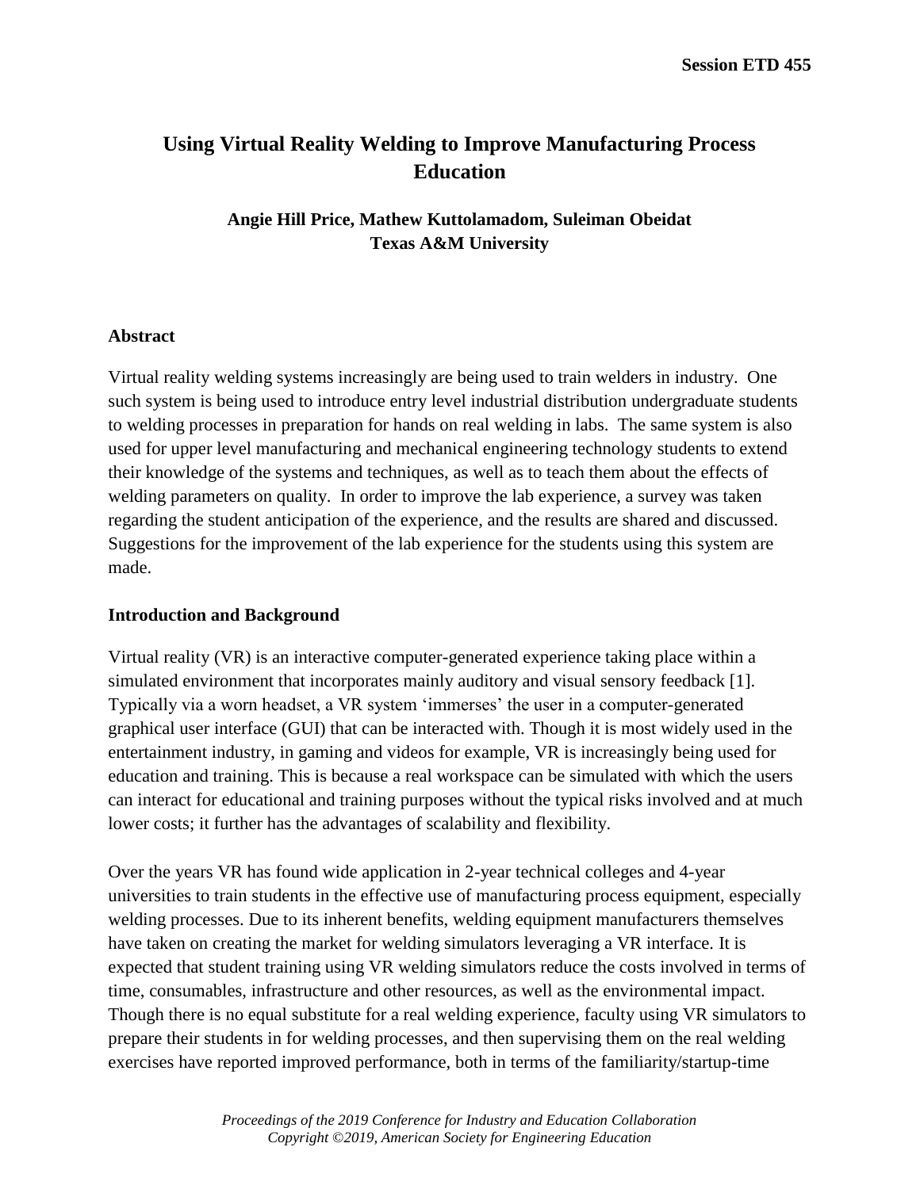# Using Virtual Reality Welding to Improve Manufacturing Process Education

**Angie Hill Price, Mathew Kuttolamadom, Suleiman Obeidat**
**Texas A&M University**

## Abstract

Virtual reality welding systems increasingly are being used to train welders in industry. One such system is being used to introduce entry level industrial distribution undergraduate students to welding processes in preparation for hands on real welding in labs. The same system is also used for upper level manufacturing and mechanical engineering technology students to extend their knowledge of the systems and techniques, as well as to teach them about the effects of welding parameters on quality. In order to improve the lab experience, a survey was taken regarding the student anticipation of the experience, and the results are shared and discussed. Suggestions for the improvement of the lab experience for the students using this system are made.

## Introduction and Background

Virtual reality (VR) is an interactive computer-generated experience taking place within a simulated environment that incorporates mainly auditory and visual sensory feedback [1]. Typically via a worn headset, a VR system 'immerses' the user in a computer-generated graphical user interface (GUI) that can be interacted with. Though it is most widely used in the entertainment industry, in gaming and videos for example, VR is increasingly being used for education and training. This is because a real workspace can be simulated with which the users can interact for educational and training purposes without the typical risks involved and at much lower costs; it further has the advantages of scalability and flexibility.

Over the years VR has found wide application in 2-year technical colleges and 4-year universities to train students in the effective use of manufacturing process equipment, especially welding processes. Due to its inherent benefits, welding equipment manufacturers themselves have taken on creating the market for welding simulators leveraging a VR interface. It is expected that student training using VR welding simulators reduce the costs involved in terms of time, consumables, infrastructure and other resources, as well as the environmental impact. Though there is no equal substitute for a real welding experience, faculty using VR simulators to prepare their students in for welding processes, and then supervising them on the real welding exercises have reported improved performance, both in terms of the familiarity/startup-time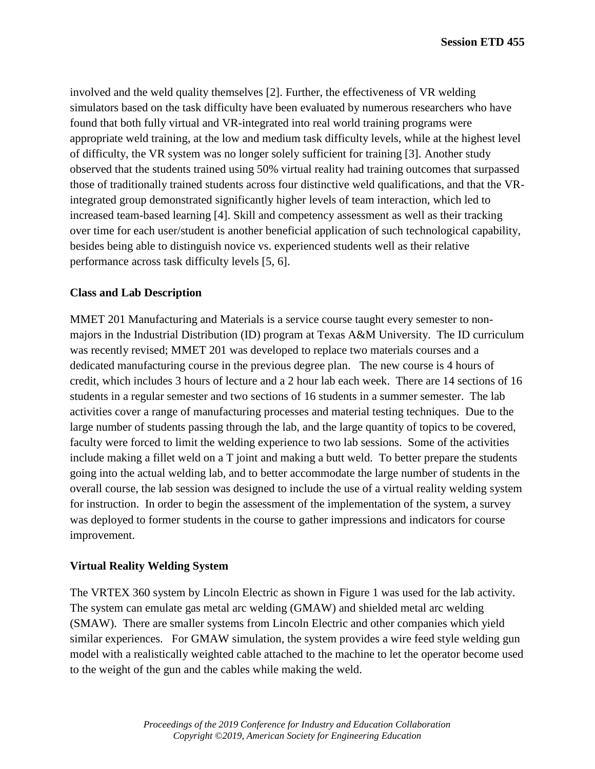involved and the weld quality themselves [2]. Further, the effectiveness of VR welding simulators based on the task difficulty have been evaluated by numerous researchers who have found that both fully virtual and VR-integrated into real world training programs were appropriate weld training, at the low and medium task difficulty levels, while at the highest level of difficulty, the VR system was no longer solely sufficient for training [3]. Another study observed that the students trained using 50% virtual reality had training outcomes that surpassed those of traditionally trained students across four distinctive weld qualifications, and that the VR-integrated group demonstrated significantly higher levels of team interaction, which led to increased team-based learning [4]. Skill and competency assessment as well as their tracking over time for each user/student is another beneficial application of such technological capability, besides being able to distinguish novice vs. experienced students well as their relative performance across task difficulty levels [5, 6].

**Class and Lab Description**

MMET 201 Manufacturing and Materials is a service course taught every semester to non-majors in the Industrial Distribution (ID) program at Texas A&M University. The ID curriculum was recently revised; MMET 201 was developed to replace two materials courses and a dedicated manufacturing course in the previous degree plan. The new course is 4 hours of credit, which includes 3 hours of lecture and a 2 hour lab each week. There are 14 sections of 16 students in a regular semester and two sections of 16 students in a summer semester. The lab activities cover a range of manufacturing processes and material testing techniques. Due to the large number of students passing through the lab, and the large quantity of topics to be covered, faculty were forced to limit the welding experience to two lab sessions. Some of the activities include making a fillet weld on a T joint and making a butt weld. To better prepare the students going into the actual welding lab, and to better accommodate the large number of students in the overall course, the lab session was designed to include the use of a virtual reality welding system for instruction. In order to begin the assessment of the implementation of the system, a survey was deployed to former students in the course to gather impressions and indicators for course improvement.

**Virtual Reality Welding System**

The VRTEX 360 system by Lincoln Electric as shown in Figure 1 was used for the lab activity. The system can emulate gas metal arc welding (GMAW) and shielded metal arc welding (SMAW). There are smaller systems from Lincoln Electric and other companies which yield similar experiences. For GMAW simulation, the system provides a wire feed style welding gun model with a realistically weighted cable attached to the machine to let the operator become used to the weight of the gun and the cables while making the weld.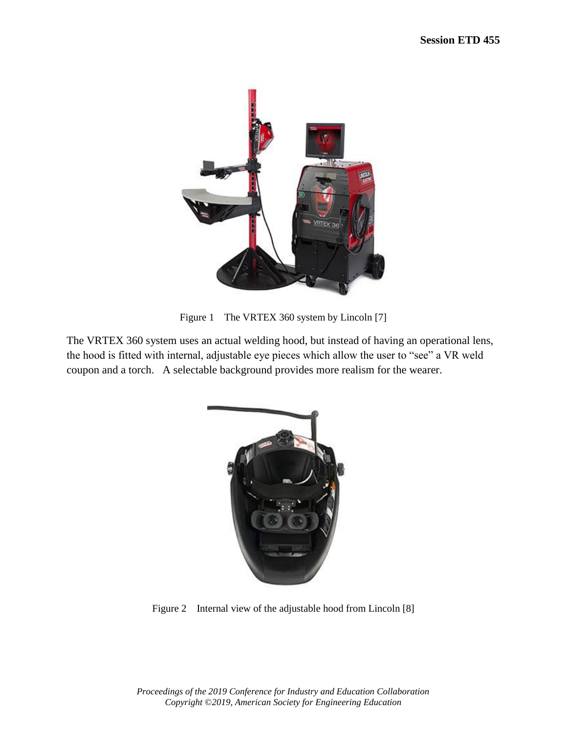Figure 1 The VRTEX 360 system by Lincoln [7]

The VRTEX 360 system uses an actual welding hood, but instead of having an operational lens, the hood is fitted with internal, adjustable eye pieces which allow the user to "see" a VR weld coupon and a torch. A selectable background provides more realism for the wearer.

Figure 2 Internal view of the adjustable hood from Lincoln [8]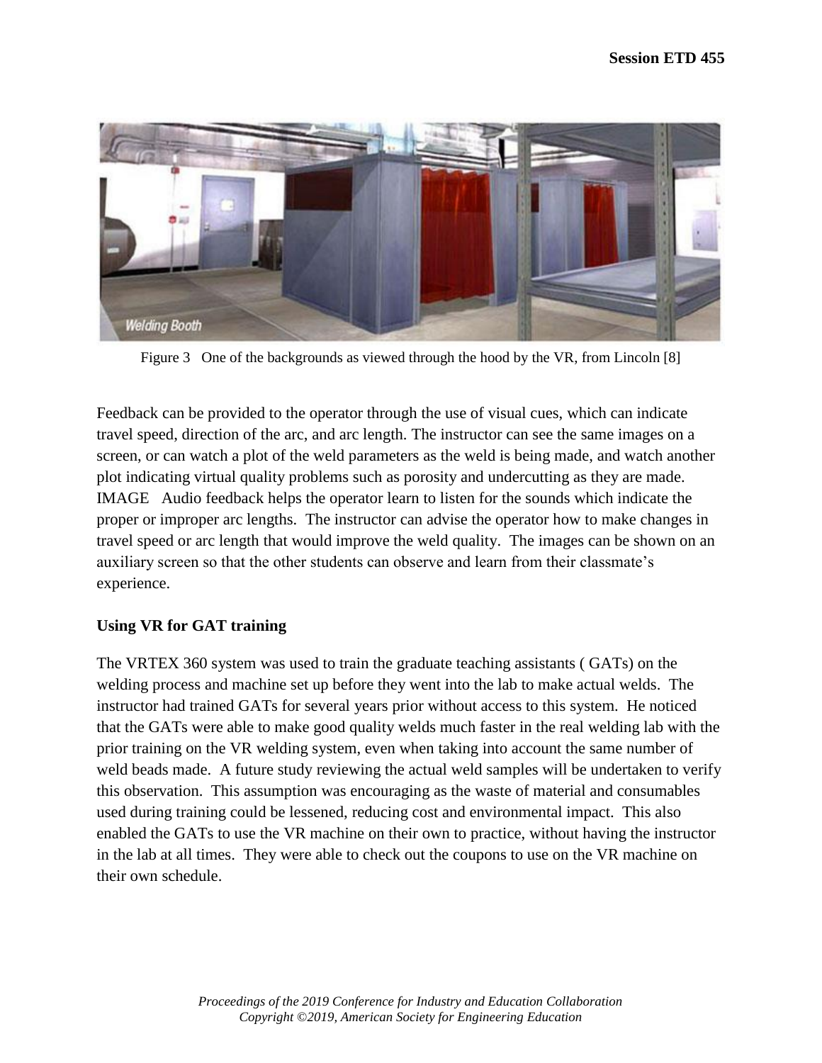Figure 3   One of the backgrounds as viewed through the hood by the VR, from Lincoln [8]

Feedback can be provided to the operator through the use of visual cues, which can indicate travel speed, direction of the arc, and arc length. The instructor can see the same images on a screen, or can watch a plot of the weld parameters as the weld is being made, and watch another plot indicating virtual quality problems such as porosity and undercutting as they are made. IMAGE   Audio feedback helps the operator learn to listen for the sounds which indicate the proper or improper arc lengths. The instructor can advise the operator how to make changes in travel speed or arc length that would improve the weld quality. The images can be shown on an auxiliary screen so that the other students can observe and learn from their classmate's experience.

**Using VR for GAT training**

The VRTEX 360 system was used to train the graduate teaching assistants ( GATs) on the welding process and machine set up before they went into the lab to make actual welds. The instructor had trained GATs for several years prior without access to this system. He noticed that the GATs were able to make good quality welds much faster in the real welding lab with the prior training on the VR welding system, even when taking into account the same number of weld beads made. A future study reviewing the actual weld samples will be undertaken to verify this observation. This assumption was encouraging as the waste of material and consumables used during training could be lessened, reducing cost and environmental impact. This also enabled the GATs to use the VR machine on their own to practice, without having the instructor in the lab at all times. They were able to check out the coupons to use on the VR machine on their own schedule.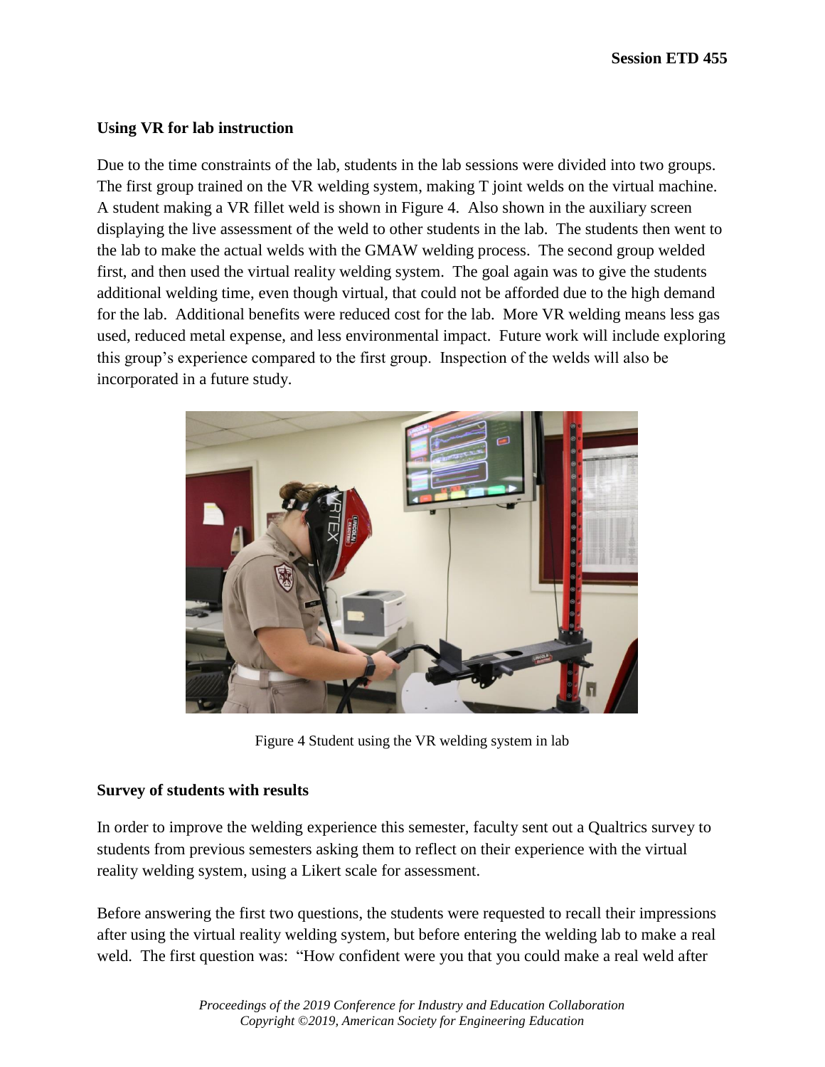## Using VR for lab instruction

Due to the time constraints of the lab, students in the lab sessions were divided into two groups. The first group trained on the VR welding system, making T joint welds on the virtual machine. A student making a VR fillet weld is shown in Figure 4. Also shown in the auxiliary screen displaying the live assessment of the weld to other students in the lab. The students then went to the lab to make the actual welds with the GMAW welding process. The second group welded first, and then used the virtual reality welding system. The goal again was to give the students additional welding time, even though virtual, that could not be afforded due to the high demand for the lab. Additional benefits were reduced cost for the lab. More VR welding means less gas used, reduced metal expense, and less environmental impact. Future work will include exploring this group's experience compared to the first group. Inspection of the welds will also be incorporated in a future study.

Figure 4 Student using the VR welding system in lab

## Survey of students with results

In order to improve the welding experience this semester, faculty sent out a Qualtrics survey to students from previous semesters asking them to reflect on their experience with the virtual reality welding system, using a Likert scale for assessment.

Before answering the first two questions, the students were requested to recall their impressions after using the virtual reality welding system, but before entering the welding lab to make a real weld. The first question was: "How confident were you that you could make a real weld after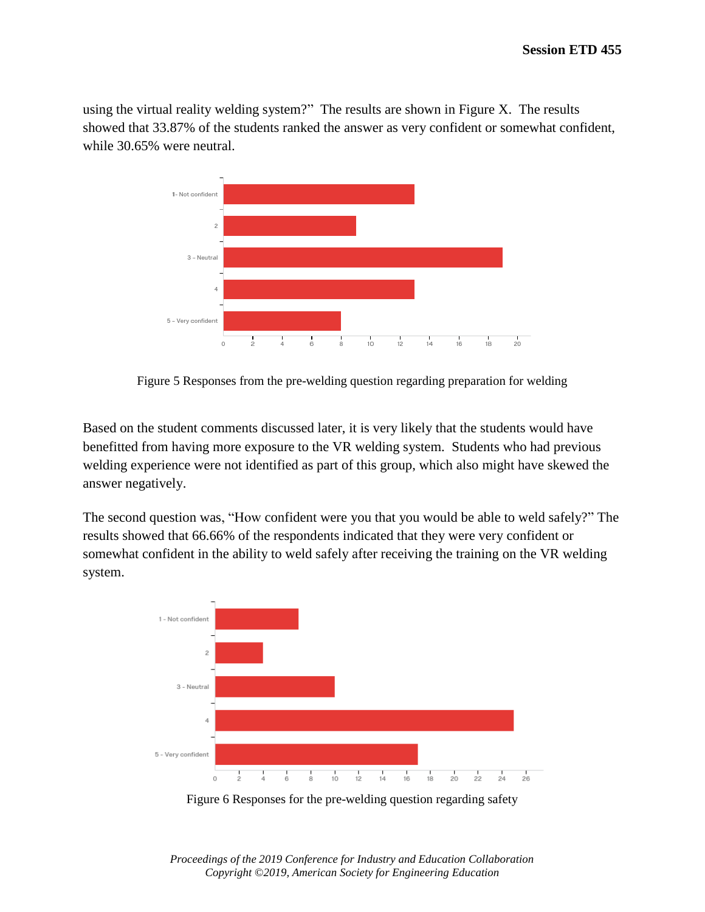using the virtual reality welding system?" The results are shown in Figure X. The results showed that 33.87% of the students ranked the answer as very confident or somewhat confident, while 30.65% were neutral.

Figure 5 Responses from the pre-welding question regarding preparation for welding

Based on the student comments discussed later, it is very likely that the students would have benefitted from having more exposure to the VR welding system. Students who had previous welding experience were not identified as part of this group, which also might have skewed the answer negatively.

The second question was, "How confident were you that you would be able to weld safely?" The results showed that 66.66% of the respondents indicated that they were very confident or somewhat confident in the ability to weld safely after receiving the training on the VR welding system.

Figure 6 Responses for the pre-welding question regarding safety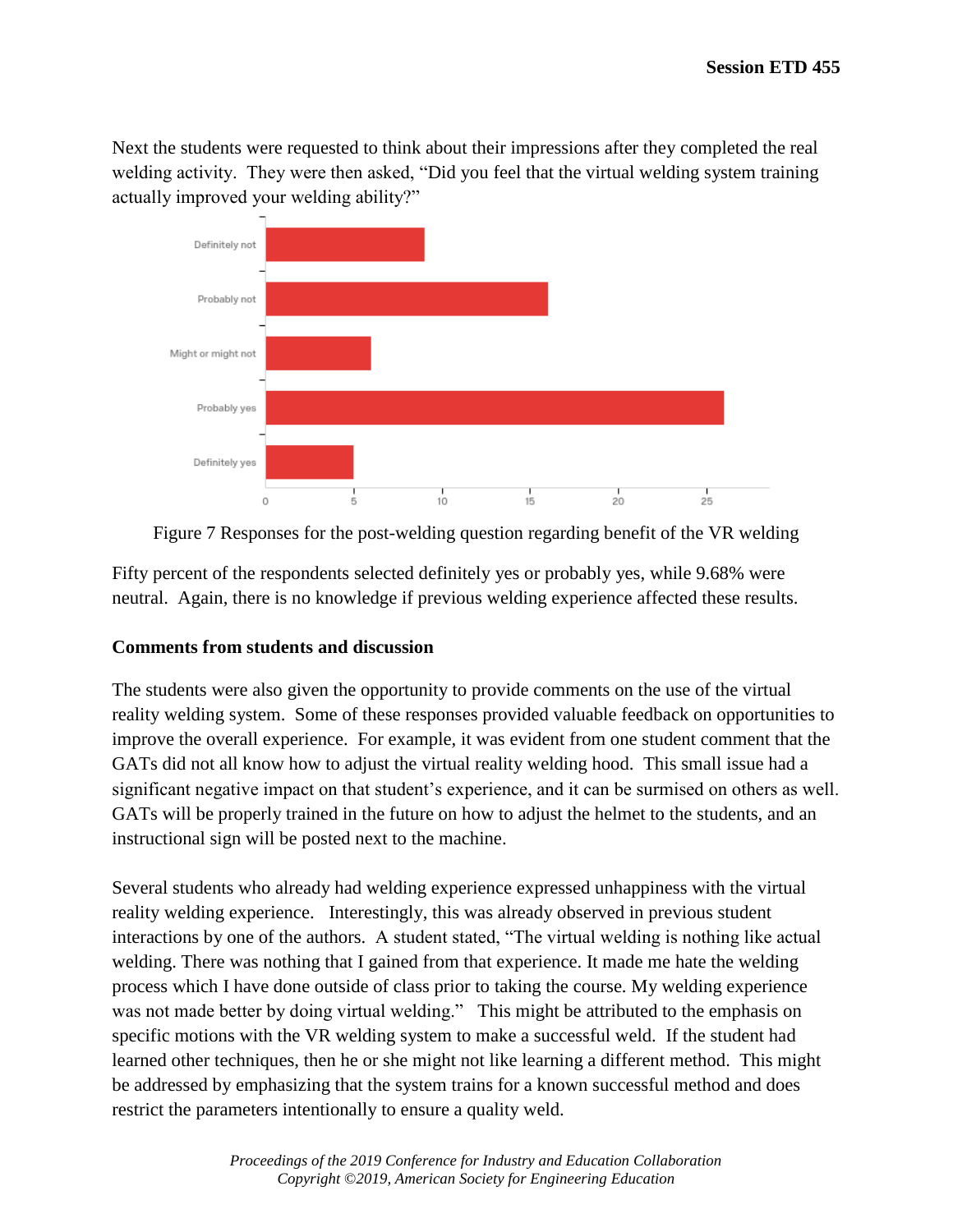Next the students were requested to think about their impressions after they completed the real welding activity. They were then asked, "Did you feel that the virtual welding system training actually improved your welding ability?"

Definitely not
Probably not
Might or might not
Probably yes
Definitely yes

0 5 10 15 20 25

Figure 7 Responses for the post-welding question regarding benefit of the VR welding

Fifty percent of the respondents selected definitely yes or probably yes, while 9.68% were neutral. Again, there is no knowledge if previous welding experience affected these results.

**Comments from students and discussion**

The students were also given the opportunity to provide comments on the use of the virtual reality welding system. Some of these responses provided valuable feedback on opportunities to improve the overall experience. For example, it was evident from one student comment that the GATs did not all know how to adjust the virtual reality welding hood. This small issue had a significant negative impact on that student's experience, and it can be surmised on others as well. GATs will be properly trained in the future on how to adjust the helmet to the students, and an instructional sign will be posted next to the machine.

Several students who already had welding experience expressed unhappiness with the virtual reality welding experience. Interestingly, this was already observed in previous student interactions by one of the authors. A student stated, "The virtual welding is nothing like actual welding. There was nothing that I gained from that experience. It made me hate the welding process which I have done outside of class prior to taking the course. My welding experience was not made better by doing virtual welding." This might be attributed to the emphasis on specific motions with the VR welding system to make a successful weld. If the student had learned other techniques, then he or she might not like learning a different method. This might be addressed by emphasizing that the system trains for a known successful method and does restrict the parameters intentionally to ensure a quality weld.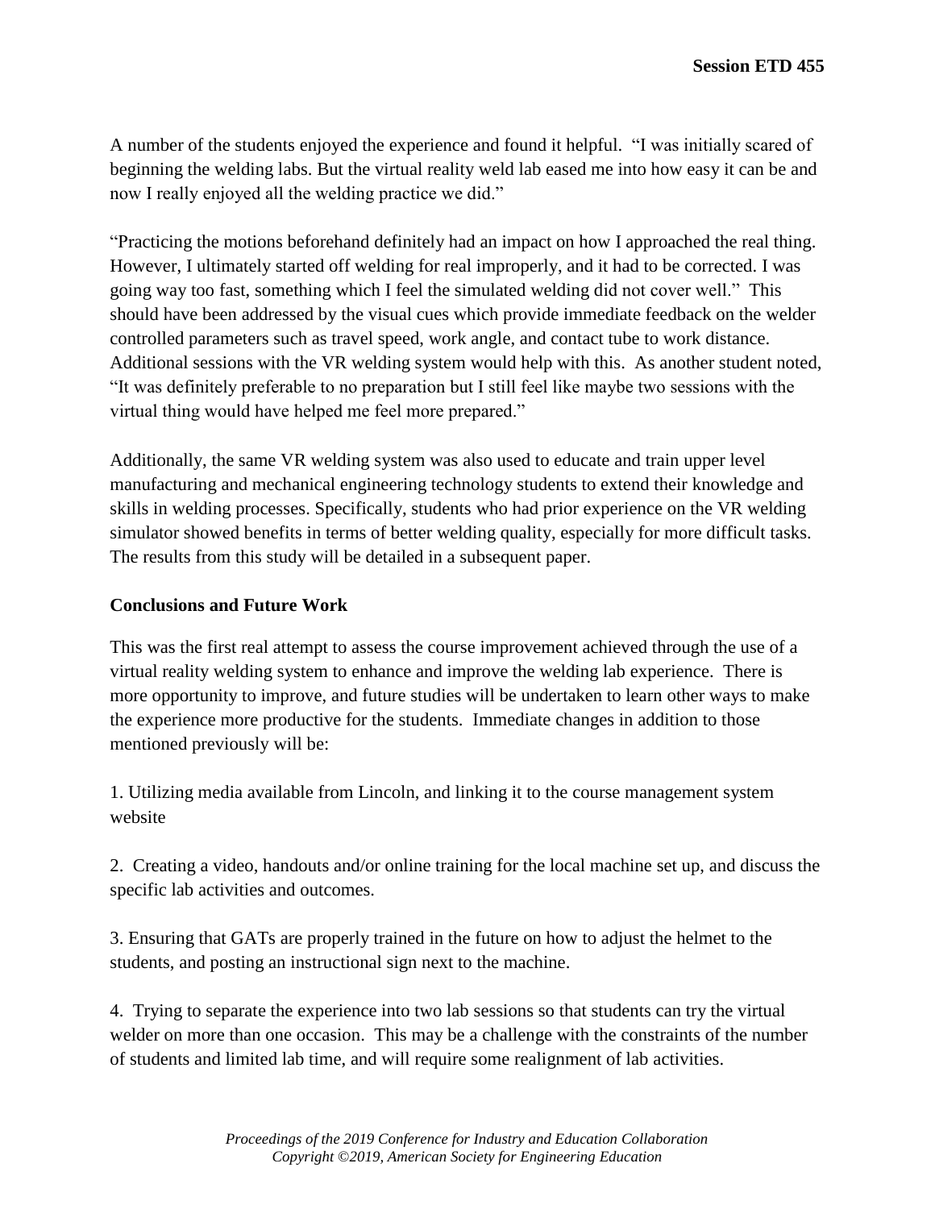A number of the students enjoyed the experience and found it helpful. "I was initially scared of beginning the welding labs. But the virtual reality weld lab eased me into how easy it can be and now I really enjoyed all the welding practice we did."

"Practicing the motions beforehand definitely had an impact on how I approached the real thing. However, I ultimately started off welding for real improperly, and it had to be corrected. I was going way too fast, something which I feel the simulated welding did not cover well." This should have been addressed by the visual cues which provide immediate feedback on the welder controlled parameters such as travel speed, work angle, and contact tube to work distance. Additional sessions with the VR welding system would help with this. As another student noted, "It was definitely preferable to no preparation but I still feel like maybe two sessions with the virtual thing would have helped me feel more prepared."

Additionally, the same VR welding system was also used to educate and train upper level manufacturing and mechanical engineering technology students to extend their knowledge and skills in welding processes. Specifically, students who had prior experience on the VR welding simulator showed benefits in terms of better welding quality, especially for more difficult tasks. The results from this study will be detailed in a subsequent paper.

**Conclusions and Future Work**

This was the first real attempt to assess the course improvement achieved through the use of a virtual reality welding system to enhance and improve the welding lab experience. There is more opportunity to improve, and future studies will be undertaken to learn other ways to make the experience more productive for the students. Immediate changes in addition to those mentioned previously will be:

1. Utilizing media available from Lincoln, and linking it to the course management system website

2. Creating a video, handouts and/or online training for the local machine set up, and discuss the specific lab activities and outcomes.

3. Ensuring that GATs are properly trained in the future on how to adjust the helmet to the students, and posting an instructional sign next to the machine.

4. Trying to separate the experience into two lab sessions so that students can try the virtual welder on more than one occasion. This may be a challenge with the constraints of the number of students and limited lab time, and will require some realignment of lab activities.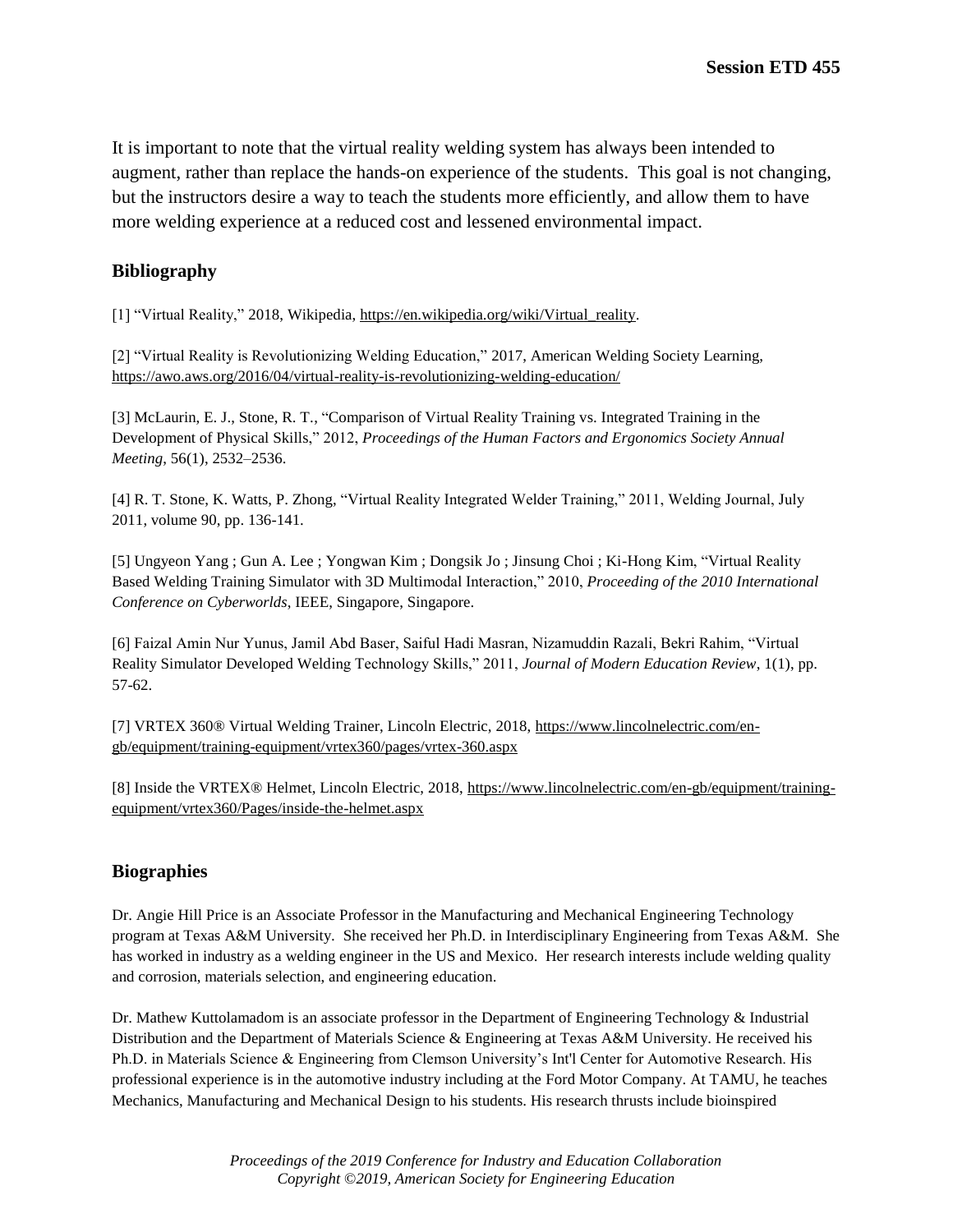It is important to note that the virtual reality welding system has always been intended to augment, rather than replace the hands-on experience of the students. This goal is not changing, but the instructors desire a way to teach the students more efficiently, and allow them to have more welding experience at a reduced cost and lessened environmental impact.

## Bibliography

[1] "Virtual Reality," 2018, Wikipedia, https://en.wikipedia.org/wiki/Virtual_reality.

[2] "Virtual Reality is Revolutionizing Welding Education," 2017, American Welding Society Learning, https://awo.aws.org/2016/04/virtual-reality-is-revolutionizing-welding-education/

[3] McLaurin, E. J., Stone, R. T., "Comparison of Virtual Reality Training vs. Integrated Training in the Development of Physical Skills," 2012, *Proceedings of the Human Factors and Ergonomics Society Annual Meeting*, 56(1), 2532–2536.

[4] R. T. Stone, K. Watts, P. Zhong, "Virtual Reality Integrated Welder Training," 2011, Welding Journal, July 2011, volume 90, pp. 136-141.

[5] Ungyeon Yang ; Gun A. Lee ; Yongwan Kim ; Dongsik Jo ; Jinsung Choi ; Ki-Hong Kim, "Virtual Reality Based Welding Training Simulator with 3D Multimodal Interaction," 2010, *Proceeding of the 2010 International Conference on Cyberworlds*, IEEE, Singapore, Singapore.

[6] Faizal Amin Nur Yunus, Jamil Abd Baser, Saiful Hadi Masran, Nizamuddin Razali, Bekri Rahim, "Virtual Reality Simulator Developed Welding Technology Skills," 2011, *Journal of Modern Education Review*, 1(1), pp. 57-62.

[7] VRTEX 360® Virtual Welding Trainer, Lincoln Electric, 2018, https://www.lincolnelectric.com/en-gb/equipment/training-equipment/vrtex360/pages/vrtex-360.aspx

[8] Inside the VRTEX® Helmet, Lincoln Electric, 2018, https://www.lincolnelectric.com/en-gb/equipment/training-equipment/vrtex360/Pages/inside-the-helmet.aspx

## Biographies

Dr. Angie Hill Price is an Associate Professor in the Manufacturing and Mechanical Engineering Technology program at Texas A&M University. She received her Ph.D. in Interdisciplinary Engineering from Texas A&M. She has worked in industry as a welding engineer in the US and Mexico. Her research interests include welding quality and corrosion, materials selection, and engineering education.

Dr. Mathew Kuttolamadom is an associate professor in the Department of Engineering Technology & Industrial Distribution and the Department of Materials Science & Engineering at Texas A&M University. He received his Ph.D. in Materials Science & Engineering from Clemson University's Int'l Center for Automotive Research. His professional experience is in the automotive industry including at the Ford Motor Company. At TAMU, he teaches Mechanics, Manufacturing and Mechanical Design to his students. His research thrusts include bioinspired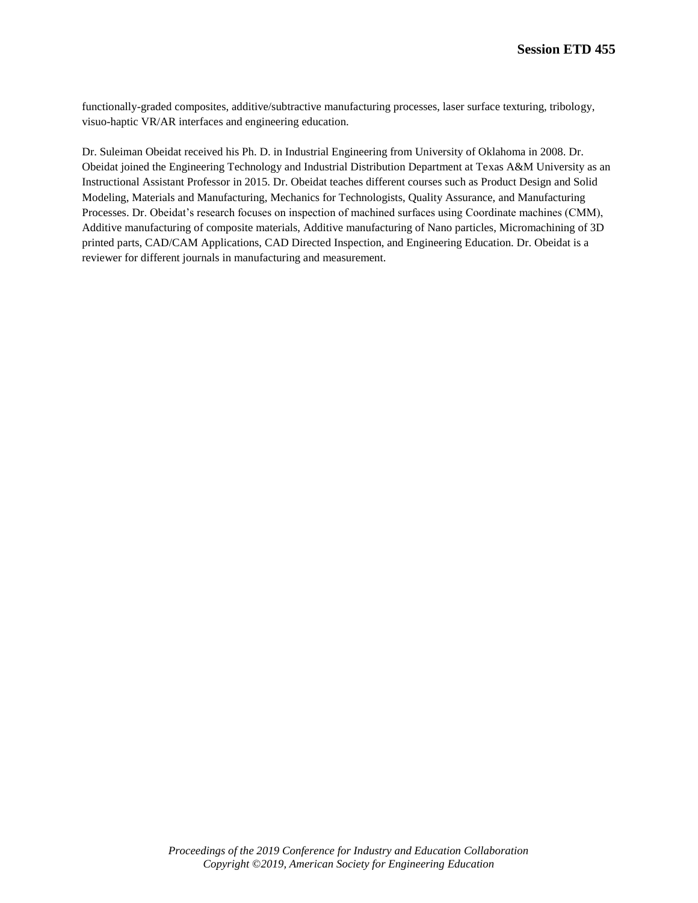functionally-graded composites, additive/subtractive manufacturing processes, laser surface texturing, tribology, visuo-haptic VR/AR interfaces and engineering education.

Dr. Suleiman Obeidat received his Ph. D. in Industrial Engineering from University of Oklahoma in 2008. Dr. Obeidat joined the Engineering Technology and Industrial Distribution Department at Texas A&M University as an Instructional Assistant Professor in 2015. Dr. Obeidat teaches different courses such as Product Design and Solid Modeling, Materials and Manufacturing, Mechanics for Technologists, Quality Assurance, and Manufacturing Processes. Dr. Obeidat's research focuses on inspection of machined surfaces using Coordinate machines (CMM), Additive manufacturing of composite materials, Additive manufacturing of Nano particles, Micromachining of 3D printed parts, CAD/CAM Applications, CAD Directed Inspection, and Engineering Education. Dr. Obeidat is a reviewer for different journals in manufacturing and measurement.